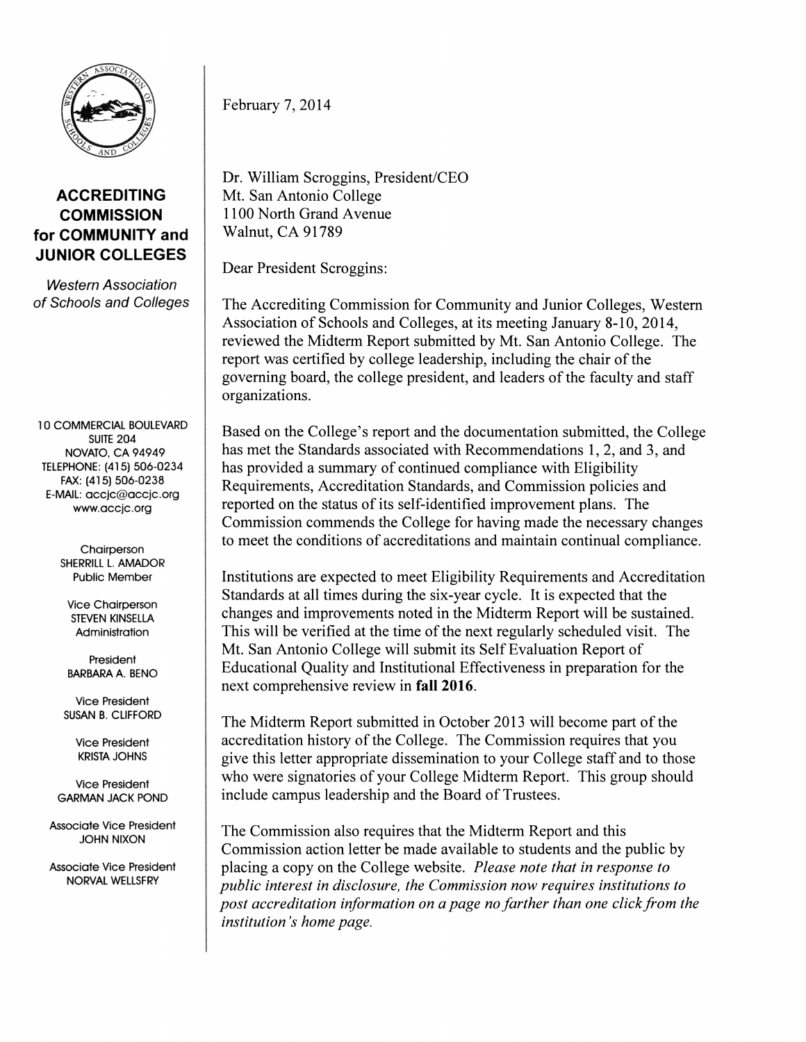**ACCREDITING COMMISSION for COMMUNITY and JUNIOR COLLEGES**

*Western Association of Schools and Colleges*

10 COMMERCIAL BOULEVARD
SUITE 204
NOVATO, CA 94949
TELEPHONE: (415) 506-0234
FAX: (415) 506-0238
E-MAIL: accjc@accjc.org
www.accjc.org

Chairperson
SHERRILL L. AMADOR
Public Member

Vice Chairperson
STEVEN KINSELLA
Administration

President
BARBARA A. BENO

Vice President
SUSAN B. CLIFFORD

Vice President
KRISTA JOHNS

Vice President
GARMAN JACK POND

Associate Vice President
JOHN NIXON

Associate Vice President
NORVAL WELLSFRY

---

February 7, 2014

Dr. William Scroggins, President/CEO
Mt. San Antonio College
1100 North Grand Avenue
Walnut, CA 91789

Dear President Scroggins:

The Accrediting Commission for Community and Junior Colleges, Western Association of Schools and Colleges, at its meeting January 8-10, 2014, reviewed the Midterm Report submitted by Mt. San Antonio College. The report was certified by college leadership, including the chair of the governing board, the college president, and leaders of the faculty and staff organizations.

Based on the College's report and the documentation submitted, the College has met the Standards associated with Recommendations 1, 2, and 3, and has provided a summary of continued compliance with Eligibility Requirements, Accreditation Standards, and Commission policies and reported on the status of its self-identified improvement plans. The Commission commends the College for having made the necessary changes to meet the conditions of accreditations and maintain continual compliance.

Institutions are expected to meet Eligibility Requirements and Accreditation Standards at all times during the six-year cycle. It is expected that the changes and improvements noted in the Midterm Report will be sustained. This will be verified at the time of the next regularly scheduled visit. The Mt. San Antonio College will submit its Self Evaluation Report of Educational Quality and Institutional Effectiveness in preparation for the next comprehensive review in **fall 2016**.

The Midterm Report submitted in October 2013 will become part of the accreditation history of the College. The Commission requires that you give this letter appropriate dissemination to your College staff and to those who were signatories of your College Midterm Report. This group should include campus leadership and the Board of Trustees.

The Commission also requires that the Midterm Report and this Commission action letter be made available to students and the public by placing a copy on the College website. *Please note that in response to public interest in disclosure, the Commission now requires institutions to post accreditation information on a page no farther than one click from the institution's home page.*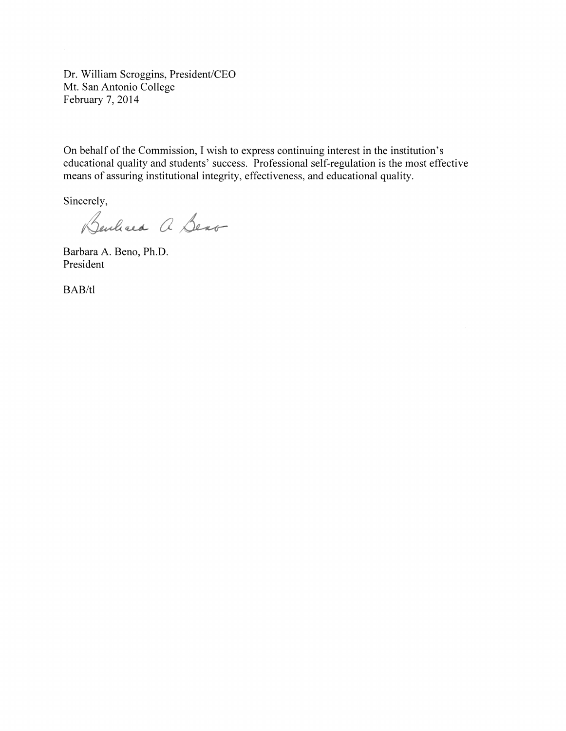Dr. William Scroggins, President/CEO
Mt. San Antonio College
February 7, 2014

On behalf of the Commission, I wish to express continuing interest in the institution's educational quality and students' success. Professional self-regulation is the most effective means of assuring institutional integrity, effectiveness, and educational quality.

Sincerely,

Barbara A. Beno, Ph.D.
President

BAB/tl